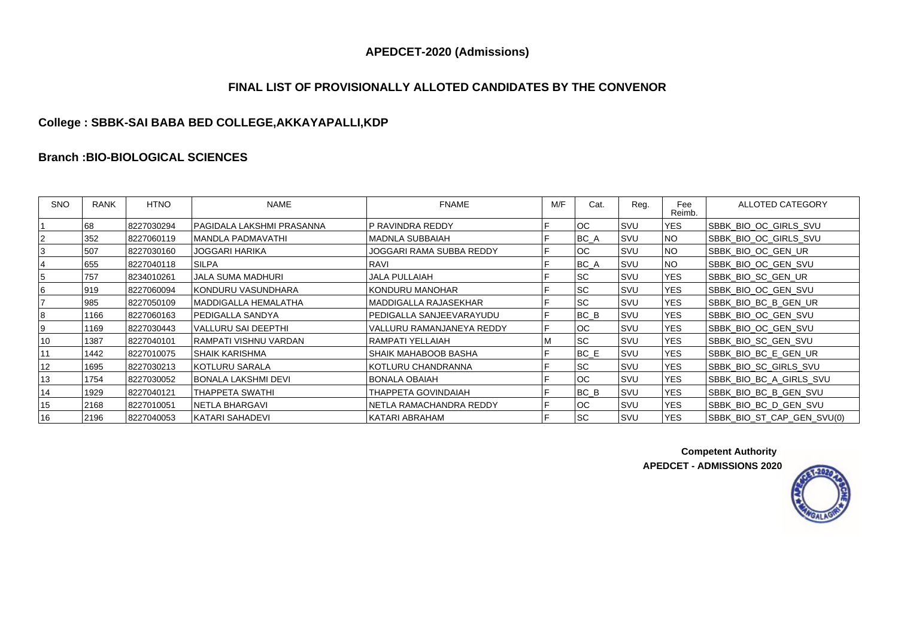## APEDCET-2020 (Admissions)

## FINAL LIST OF PROVISIONALLY ALLOTED CANDIDATES BY THE CONVENOR

### College : SBBK-SAI BABA BED COLLEGE,AKKAYAPALLI,KDP

### Branch :BIO-BIOLOGICAL SCIENCES

| SNO | RANK | HTNO | NAME | FNAME | M/F | Cat. | Reg. | Fee Reimb. | ALLOTED CATEGORY |
|---|---|---|---|---|---|---|---|---|---|
| 1 | 68 | 8227030294 | PAGIDALA LAKSHMI PRASANNA | P RAVINDRA REDDY | F | OC | SVU | YES | SBBK_BIO_OC_GIRLS_SVU |
| 2 | 352 | 8227060119 | MANDLA PADMAVATHI | MADNLA SUBBAIAH | F | BC_A | SVU | NO | SBBK_BIO_OC_GIRLS_SVU |
| 3 | 507 | 8227030160 | JOGGARI HARIKA | JOGGARI RAMA SUBBA REDDY | F | OC | SVU | NO | SBBK_BIO_OC_GEN_UR |
| 4 | 655 | 8227040118 | SILPA | RAVI | F | BC_A | SVU | NO | SBBK_BIO_OC_GEN_SVU |
| 5 | 757 | 8234010261 | JALA SUMA MADHURI | JALA PULLAIAH | F | SC | SVU | YES | SBBK_BIO_SC_GEN_UR |
| 6 | 919 | 8227060094 | KONDURU VASUNDHARA | KONDURU MANOHAR | F | SC | SVU | YES | SBBK_BIO_OC_GEN_SVU |
| 7 | 985 | 8227050109 | MADDIGALLA HEMALATHA | MADDIGALLA RAJASEKHAR | F | SC | SVU | YES | SBBK_BIO_BC_B_GEN_UR |
| 8 | 1166 | 8227060163 | PEDIGALLA SANDYA | PEDIGALLA SANJEEVARAYUDU | F | BC_B | SVU | YES | SBBK_BIO_OC_GEN_SVU |
| 9 | 1169 | 8227030443 | VALLURU SAI DEEPTHI | VALLURU RAMANJANEYA REDDY | F | OC | SVU | YES | SBBK_BIO_OC_GEN_SVU |
| 10 | 1387 | 8227040101 | RAMPATI VISHNU VARDAN | RAMPATI YELLAIAH | M | SC | SVU | YES | SBBK_BIO_SC_GEN_SVU |
| 11 | 1442 | 8227010075 | SHAIK KARISHMA | SHAIK MAHABOOB BASHA | F | BC_E | SVU | YES | SBBK_BIO_BC_E_GEN_UR |
| 12 | 1695 | 8227030213 | KOTLURU SARALA | KOTLURU CHANDRANNA | F | SC | SVU | YES | SBBK_BIO_SC_GIRLS_SVU |
| 13 | 1754 | 8227030052 | BONALA LAKSHMI DEVI | BONALA OBAIAH | F | OC | SVU | YES | SBBK_BIO_BC_A_GIRLS_SVU |
| 14 | 1929 | 8227040121 | THAPPETA SWATHI | THAPPETA GOVINDAIAH | F | BC_B | SVU | YES | SBBK_BIO_BC_B_GEN_SVU |
| 15 | 2168 | 8227010051 | NETLA BHARGAVI | NETLA RAMACHANDRA REDDY | F | OC | SVU | YES | SBBK_BIO_BC_D_GEN_SVU |
| 16 | 2196 | 8227040053 | KATARI SAHADEVI | KATARI ABRAHAM | F | SC | SVU | YES | SBBK_BIO_ST_CAP_GEN_SVU(0) |

**Competent Authority**
**APEDCET - ADMISSIONS 2020**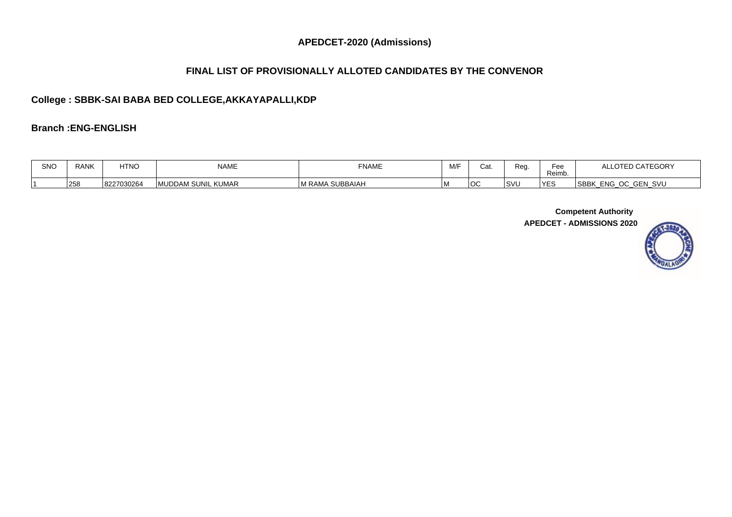# APEDCET-2020 (Admissions)

## FINAL LIST OF PROVISIONALLY ALLOTED CANDIDATES BY THE CONVENOR

### College : SBBK-SAI BABA BED COLLEGE,AKKAYAPALLI,KDP

### Branch :ENG-ENGLISH

| SNO | RANK | HTNO | NAME | FNAME | M/F | Cat. | Reg. | Fee Reimb. | ALLOTED CATEGORY |
|---|---|---|---|---|---|---|---|---|---|
| 1 | 258 | 8227030264 | MUDDAM SUNIL KUMAR | M RAMA SUBBAIAH | M | OC | SVU | YES | SBBK_ENG_OC_GEN_SVU |

**Competent Authority**
**APEDCET - ADMISSIONS 2020**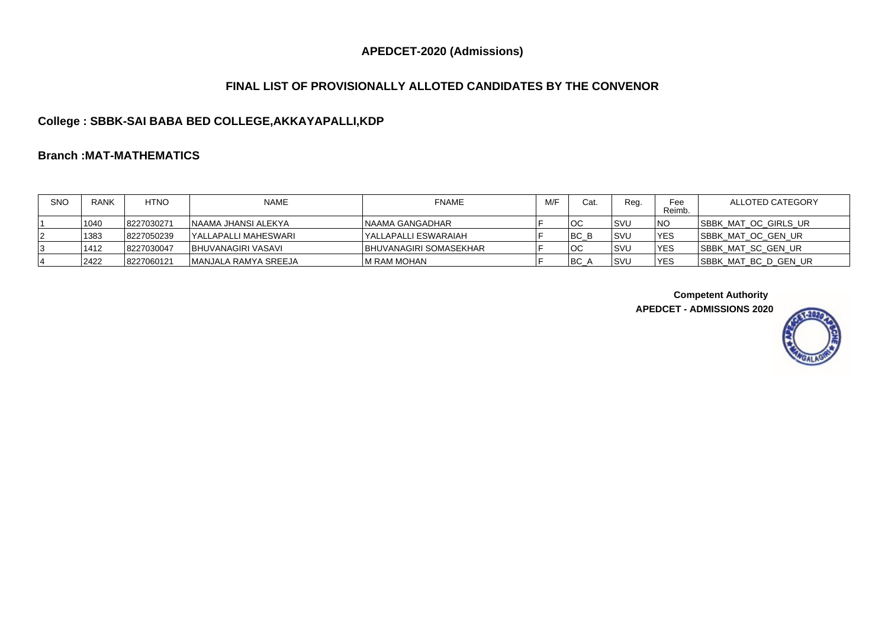## APEDCET-2020 (Admissions)

## FINAL LIST OF PROVISIONALLY ALLOTED CANDIDATES BY THE CONVENOR

### College : SBBK-SAI BABA BED COLLEGE,AKKAYAPALLI,KDP

### Branch :MAT-MATHEMATICS

| SNO | RANK | HTNO | NAME | FNAME | M/F | Cat. | Reg. | Fee Reimb. | ALLOTED CATEGORY |
|---|---|---|---|---|---|---|---|---|---|
| 1 | 1040 | 8227030271 | NAAMA JHANSI ALEKYA | NAAMA GANGADHAR | F | OC | SVU | NO | SBBK_MAT_OC_GIRLS_UR |
| 2 | 1383 | 8227050239 | YALLAPALLI MAHESWARI | YALLAPALLI ESWARAIAH | F | BC_B | SVU | YES | SBBK_MAT_OC_GEN_UR |
| 3 | 1412 | 8227030047 | BHUVANAGIRI VASAVI | BHUVANAGIRI SOMASEKHAR | F | OC | SVU | YES | SBBK_MAT_SC_GEN_UR |
| 4 | 2422 | 8227060121 | MANJALA RAMYA SREEJA | M RAM MOHAN | F | BC_A | SVU | YES | SBBK_MAT_BC_D_GEN_UR |

**Competent Authority**
**APEDCET - ADMISSIONS 2020**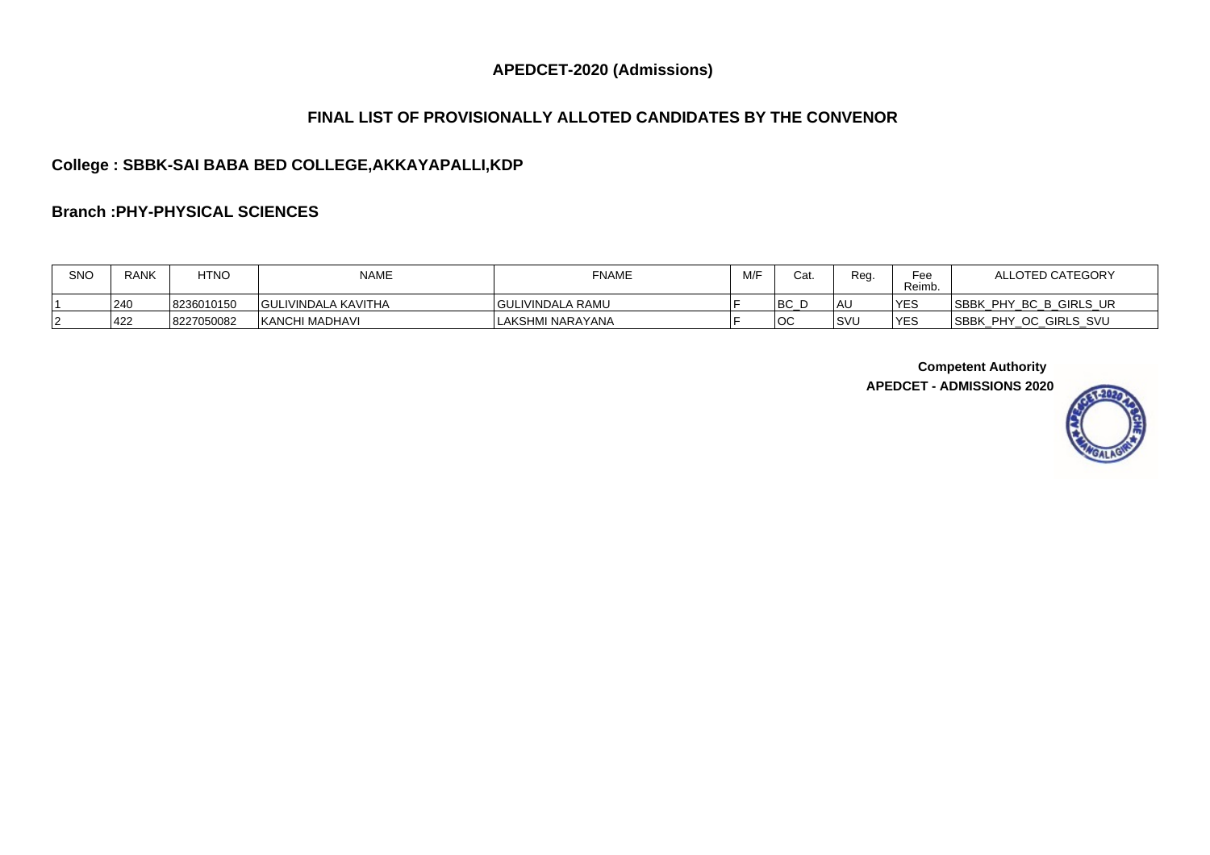## APEDCET-2020 (Admissions)

## FINAL LIST OF PROVISIONALLY ALLOTED CANDIDATES BY THE CONVENOR

### College : SBBK-SAI BABA BED COLLEGE,AKKAYAPALLI,KDP

### Branch :PHY-PHYSICAL SCIENCES

| SNO | RANK | HTNO | NAME | FNAME | M/F | Cat. | Reg. | Fee Reimb. | ALLOTED CATEGORY |
|---|---|---|---|---|---|---|---|---|---|
| 1 | 240 | 8236010150 | GULIVINDALA KAVITHA | GULIVINDALA RAMU | F | BC_D | AU | YES | SBBK_PHY_BC_B_GIRLS_UR |
| 2 | 422 | 8227050082 | KANCHI MADHAVI | LAKSHMI NARAYANA | F | OC | SVU | YES | SBBK_PHY_OC_GIRLS_SVU |

**Competent Authority**
**APEDCET - ADMISSIONS 2020**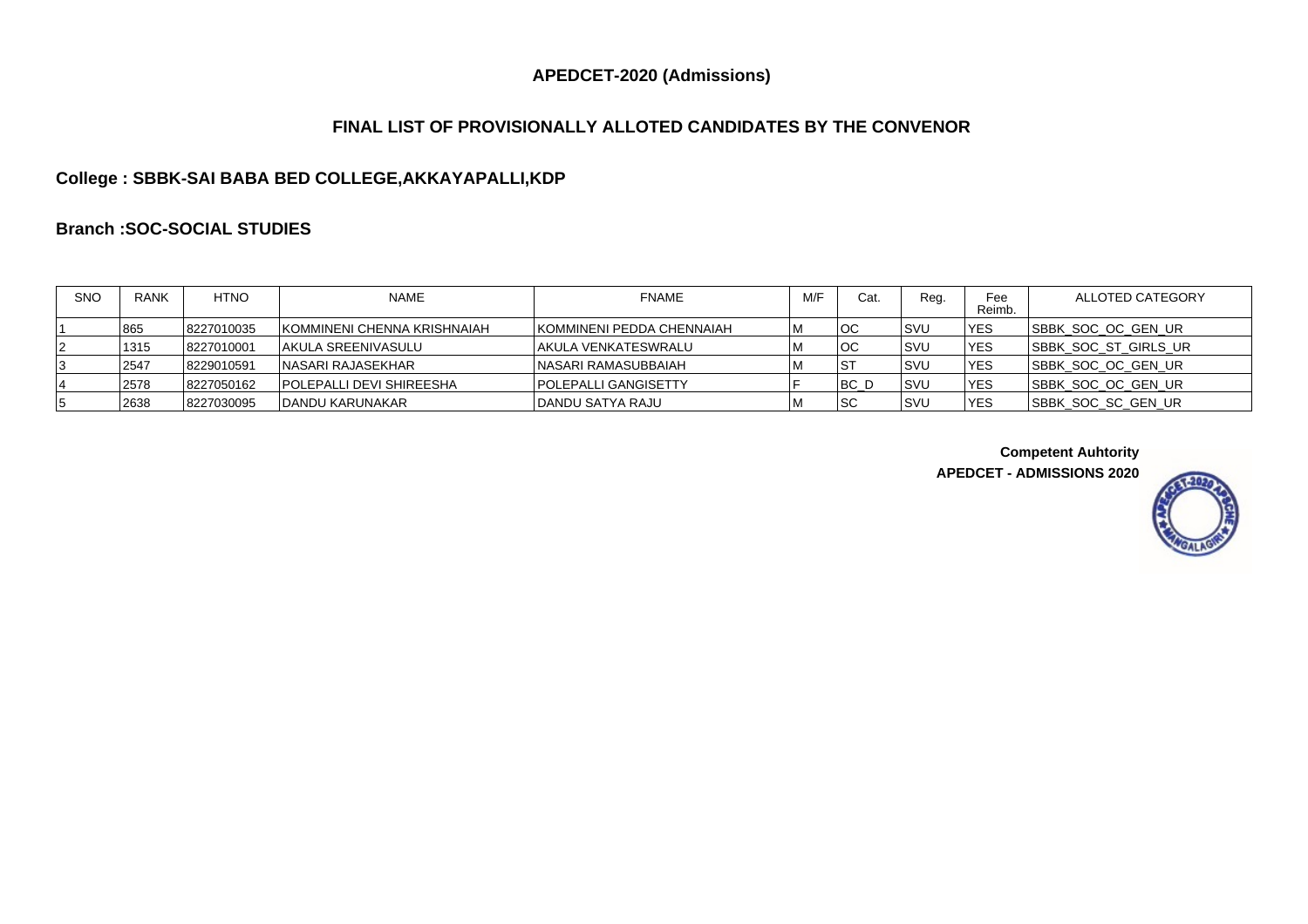## APEDCET-2020 (Admissions)

## FINAL LIST OF PROVISIONALLY ALLOTED CANDIDATES BY THE CONVENOR

### College : SBBK-SAI BABA BED COLLEGE,AKKAYAPALLI,KDP

### Branch :SOC-SOCIAL STUDIES

| SNO | RANK | HTNO | NAME | FNAME | M/F | Cat. | Reg. | Fee Reimb. | ALLOTED CATEGORY |
|---|---|---|---|---|---|---|---|---|---|
| 1 | 865 | 8227010035 | KOMMINENI CHENNA KRISHNAIAH | KOMMINENI PEDDA CHENNAIAH | M | OC | SVU | YES | SBBK_SOC_OC_GEN_UR |
| 2 | 1315 | 8227010001 | AKULA SREENIVASULU | AKULA VENKATESWRALU | M | OC | SVU | YES | SBBK_SOC_ST_GIRLS_UR |
| 3 | 2547 | 8229010591 | NASARI RAJASEKHAR | NASARI RAMASUBBAIAH | M | ST | SVU | YES | SBBK_SOC_OC_GEN_UR |
| 4 | 2578 | 8227050162 | POLEPALLI DEVI SHIREESHA | POLEPALLI GANGISETTY | F | BC_D | SVU | YES | SBBK_SOC_OC_GEN_UR |
| 5 | 2638 | 8227030095 | DANDU KARUNAKAR | DANDU SATYA RAJU | M | SC | SVU | YES | SBBK_SOC_SC_GEN_UR |

**Competent Auhtority**

**APEDCET - ADMISSIONS 2020**